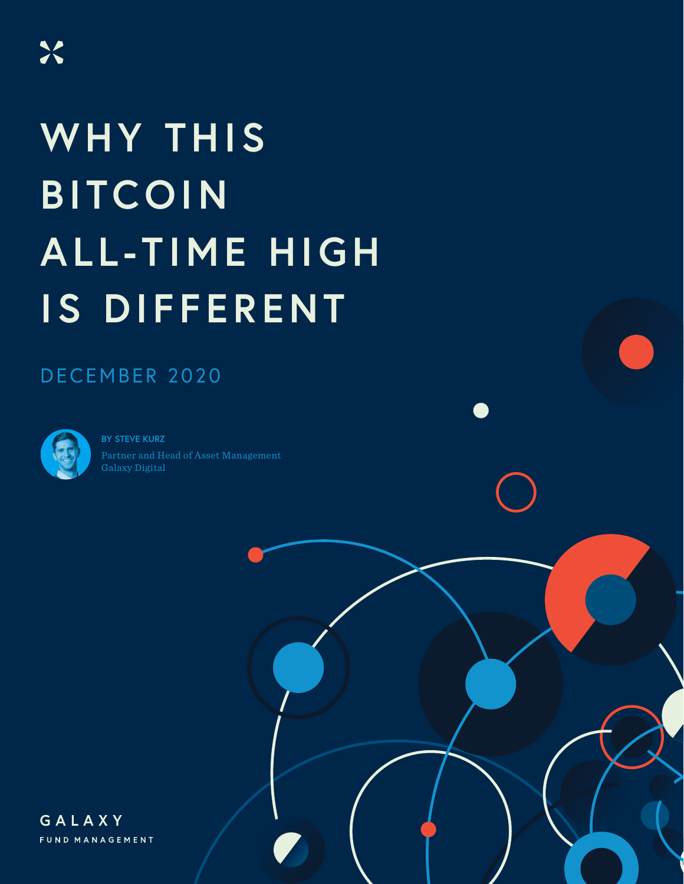# WHY THIS BITCOIN ALL-TIME HIGH IS DIFFERENT

DECEMBER 2020

**BY STEVE KURZ**

Partner and Head of Asset Management
Galaxy Digital

GALAXY
FUND MANAGEMENT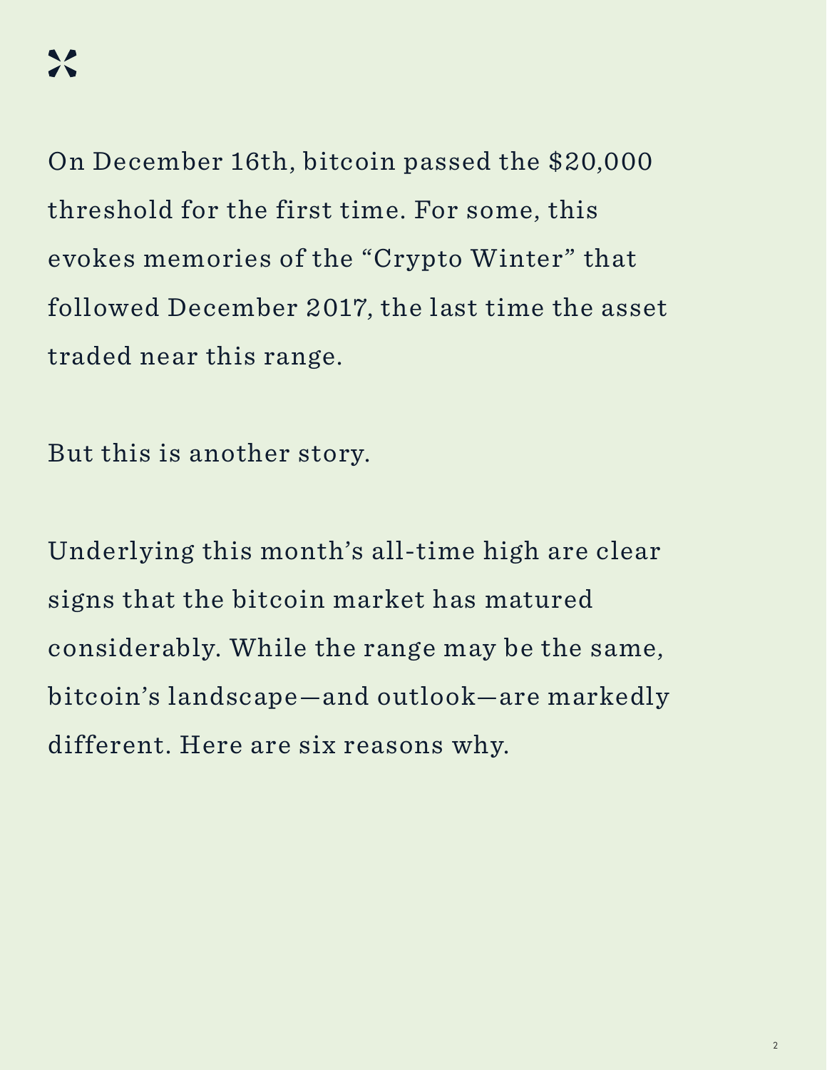On December 16th, bitcoin passed the $20,000 threshold for the first time. For some, this evokes memories of the "Crypto Winter" that followed December 2017, the last time the asset traded near this range.

But this is another story.

Underlying this month's all-time high are clear signs that the bitcoin market has matured considerably. While the range may be the same, bitcoin's landscape—and outlook—are markedly different. Here are six reasons why.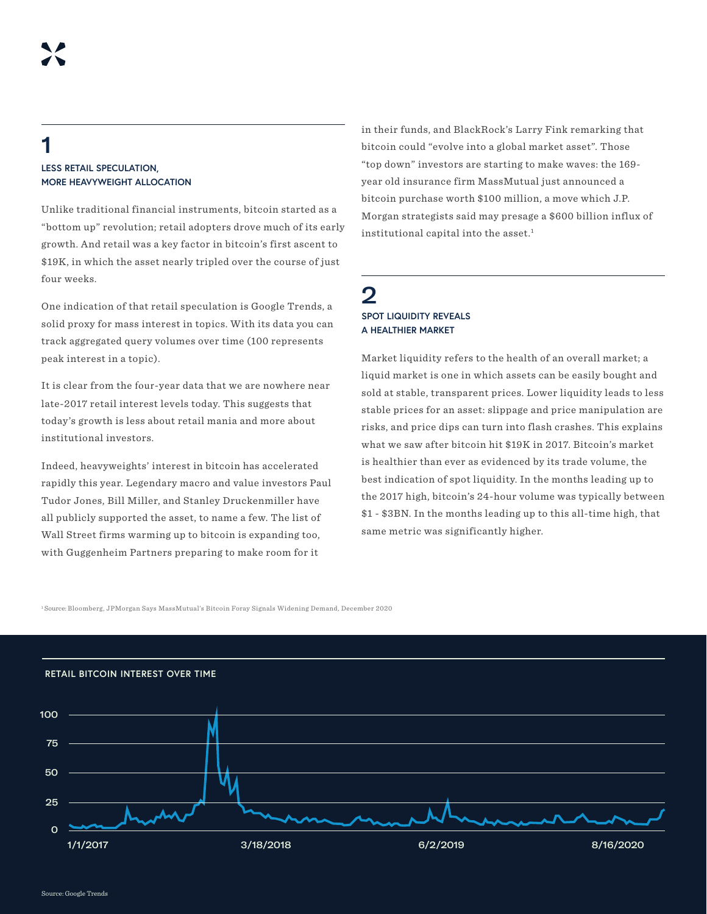## 1

### LESS RETAIL SPECULATION, MORE HEAVYWEIGHT ALLOCATION

Unlike traditional financial instruments, bitcoin started as a "bottom up" revolution; retail adopters drove much of its early growth. And retail was a key factor in bitcoin's first ascent to $19K, in which the asset nearly tripled over the course of just four weeks.

One indication of that retail speculation is Google Trends, a solid proxy for mass interest in topics. With its data you can track aggregated query volumes over time (100 represents peak interest in a topic).

It is clear from the four-year data that we are nowhere near late-2017 retail interest levels today. This suggests that today's growth is less about retail mania and more about institutional investors.

Indeed, heavyweights' interest in bitcoin has accelerated rapidly this year. Legendary macro and value investors Paul Tudor Jones, Bill Miller, and Stanley Druckenmiller have all publicly supported the asset, to name a few. The list of Wall Street firms warming up to bitcoin is expanding too, with Guggenheim Partners preparing to make room for it in their funds, and BlackRock's Larry Fink remarking that bitcoin could "evolve into a global market asset". Those "top down" investors are starting to make waves: the 169-year old insurance firm MassMutual just announced a bitcoin purchase worth $100 million, a move which J.P. Morgan strategists said may presage a $600 billion influx of institutional capital into the asset.[1]

## 2

### SPOT LIQUIDITY REVEALS A HEALTHIER MARKET

Market liquidity refers to the health of an overall market; a liquid market is one in which assets can be easily bought and sold at stable, transparent prices. Lower liquidity leads to less stable prices for an asset: slippage and price manipulation are risks, and price dips can turn into flash crashes. This explains what we saw after bitcoin hit $19K in 2017. Bitcoin's market is healthier than ever as evidenced by its trade volume, the best indication of spot liquidity. In the months leading up to the 2017 high, bitcoin's 24-hour volume was typically between $1 - $3BN. In the months leading up to this all-time high, that same metric was significantly higher.

[1] Source: Bloomberg, JPMorgan Says MassMutual's Bitcoin Foray Signals Widening Demand, December 2020

RETAIL BITCOIN INTEREST OVER TIME

Source: Google Trends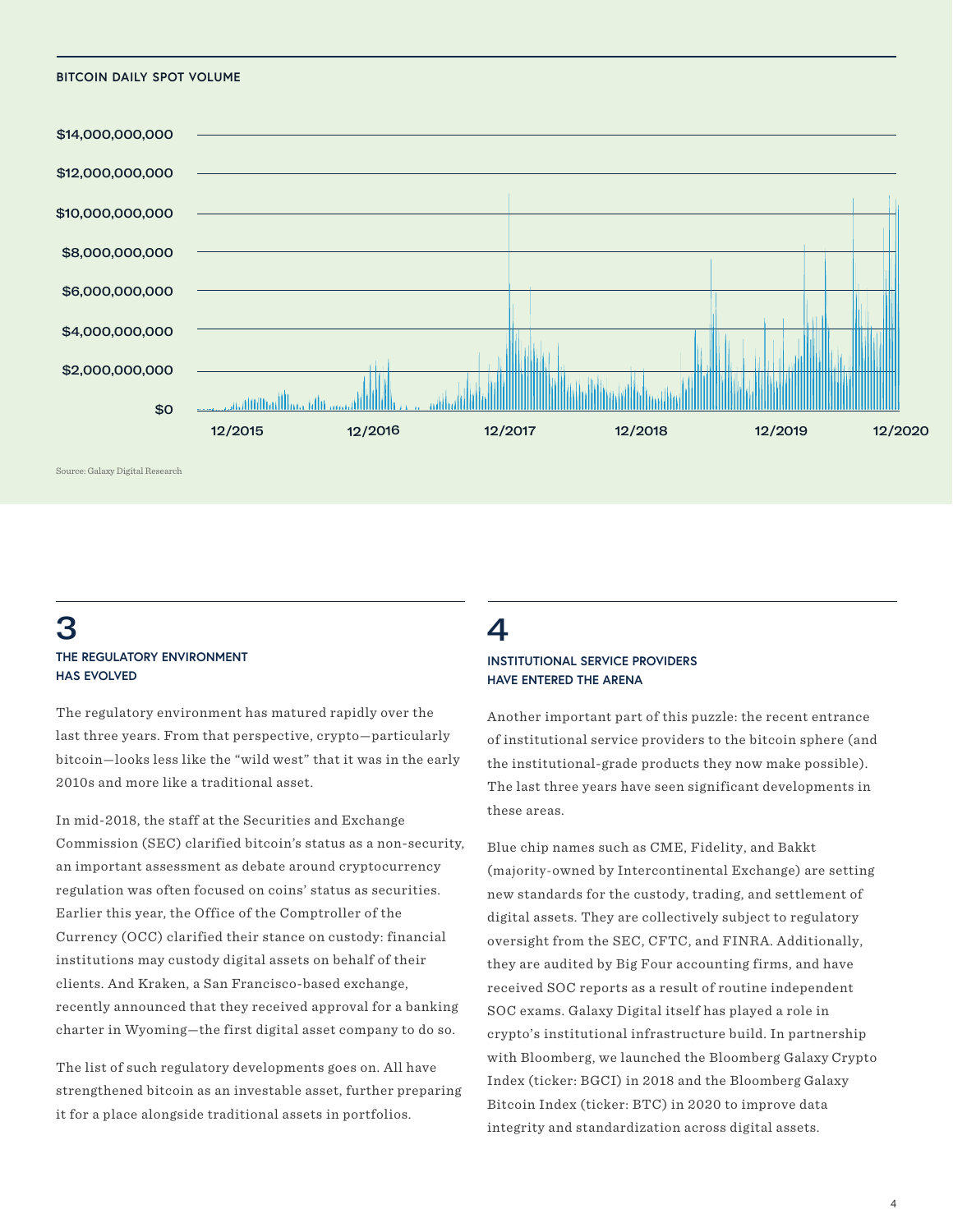BITCOIN DAILY SPOT VOLUME

Source: Galaxy Digital Research

## 3

### THE REGULATORY ENVIRONMENT HAS EVOLVED

The regulatory environment has matured rapidly over the last three years. From that perspective, crypto—particularly bitcoin—looks less like the "wild west" that it was in the early 2010s and more like a traditional asset.

In mid-2018, the staff at the Securities and Exchange Commission (SEC) clarified bitcoin's status as a non-security, an important assessment as debate around cryptocurrency regulation was often focused on coins' status as securities. Earlier this year, the Office of the Comptroller of the Currency (OCC) clarified their stance on custody: financial institutions may custody digital assets on behalf of their clients. And Kraken, a San Francisco-based exchange, recently announced that they received approval for a banking charter in Wyoming—the first digital asset company to do so.

The list of such regulatory developments goes on. All have strengthened bitcoin as an investable asset, further preparing it for a place alongside traditional assets in portfolios.

## 4

### INSTITUTIONAL SERVICE PROVIDERS HAVE ENTERED THE ARENA

Another important part of this puzzle: the recent entrance of institutional service providers to the bitcoin sphere (and the institutional-grade products they now make possible). The last three years have seen significant developments in these areas.

Blue chip names such as CME, Fidelity, and Bakkt (majority-owned by Intercontinental Exchange) are setting new standards for the custody, trading, and settlement of digital assets. They are collectively subject to regulatory oversight from the SEC, CFTC, and FINRA. Additionally, they are audited by Big Four accounting firms, and have received SOC reports as a result of routine independent SOC exams. Galaxy Digital itself has played a role in crypto's institutional infrastructure build. In partnership with Bloomberg, we launched the Bloomberg Galaxy Crypto Index (ticker: BGCI) in 2018 and the Bloomberg Galaxy Bitcoin Index (ticker: BTC) in 2020 to improve data integrity and standardization across digital assets.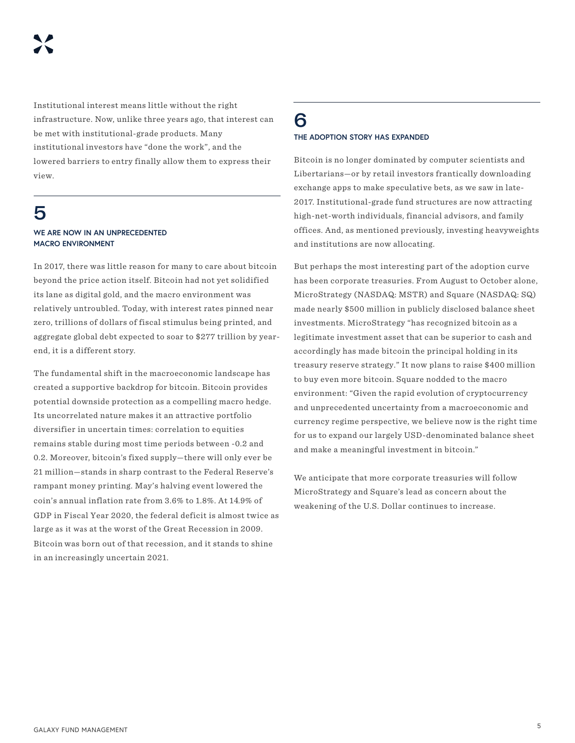Institutional interest means little without the right infrastructure. Now, unlike three years ago, that interest can be met with institutional-grade products. Many institutional investors have "done the work", and the lowered barriers to entry finally allow them to express their view.

## 5

### WE ARE NOW IN AN UNPRECEDENTED MACRO ENVIRONMENT

In 2017, there was little reason for many to care about bitcoin beyond the price action itself. Bitcoin had not yet solidified its lane as digital gold, and the macro environment was relatively untroubled. Today, with interest rates pinned near zero, trillions of dollars of fiscal stimulus being printed, and aggregate global debt expected to soar to $277 trillion by year-end, it is a different story.

The fundamental shift in the macroeconomic landscape has created a supportive backdrop for bitcoin. Bitcoin provides potential downside protection as a compelling macro hedge. Its uncorrelated nature makes it an attractive portfolio diversifier in uncertain times: correlation to equities remains stable during most time periods between -0.2 and 0.2. Moreover, bitcoin's fixed supply—there will only ever be 21 million—stands in sharp contrast to the Federal Reserve's rampant money printing. May's halving event lowered the coin's annual inflation rate from 3.6% to 1.8%. At 14.9% of GDP in Fiscal Year 2020, the federal deficit is almost twice as large as it was at the worst of the Great Recession in 2009. Bitcoin was born out of that recession, and it stands to shine in an increasingly uncertain 2021.

## 6

### THE ADOPTION STORY HAS EXPANDED

Bitcoin is no longer dominated by computer scientists and Libertarians—or by retail investors frantically downloading exchange apps to make speculative bets, as we saw in late-2017. Institutional-grade fund structures are now attracting high-net-worth individuals, financial advisors, and family offices. And, as mentioned previously, investing heavyweights and institutions are now allocating.

But perhaps the most interesting part of the adoption curve has been corporate treasuries. From August to October alone, MicroStrategy (NASDAQ: MSTR) and Square (NASDAQ: SQ) made nearly $500 million in publicly disclosed balance sheet investments. MicroStrategy "has recognized bitcoin as a legitimate investment asset that can be superior to cash and accordingly has made bitcoin the principal holding in its treasury reserve strategy." It now plans to raise $400 million to buy even more bitcoin. Square nodded to the macro environment: "Given the rapid evolution of cryptocurrency and unprecedented uncertainty from a macroeconomic and currency regime perspective, we believe now is the right time for us to expand our largely USD-denominated balance sheet and make a meaningful investment in bitcoin."

We anticipate that more corporate treasuries will follow MicroStrategy and Square's lead as concern about the weakening of the U.S. Dollar continues to increase.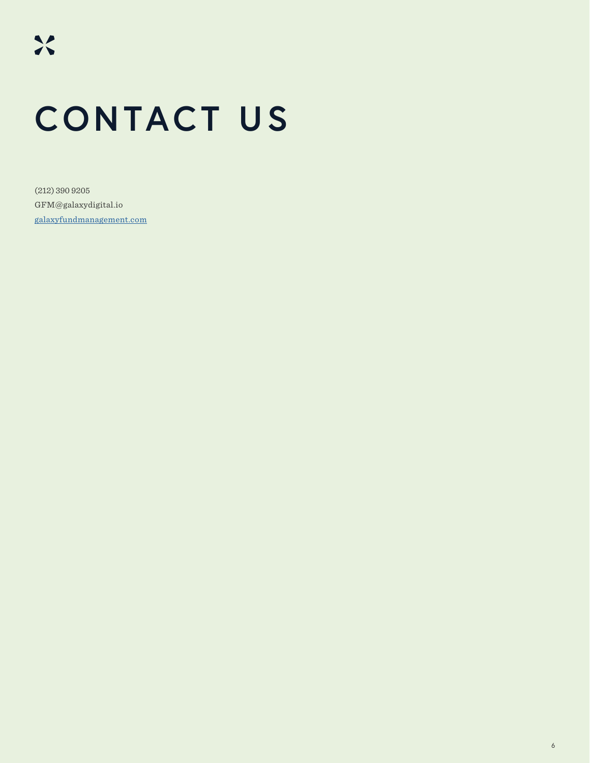# CONTACT US

(212) 390 9205  
GFM@galaxydigital.io  
[galaxyfundmanagement.com](galaxyfundmanagement.com)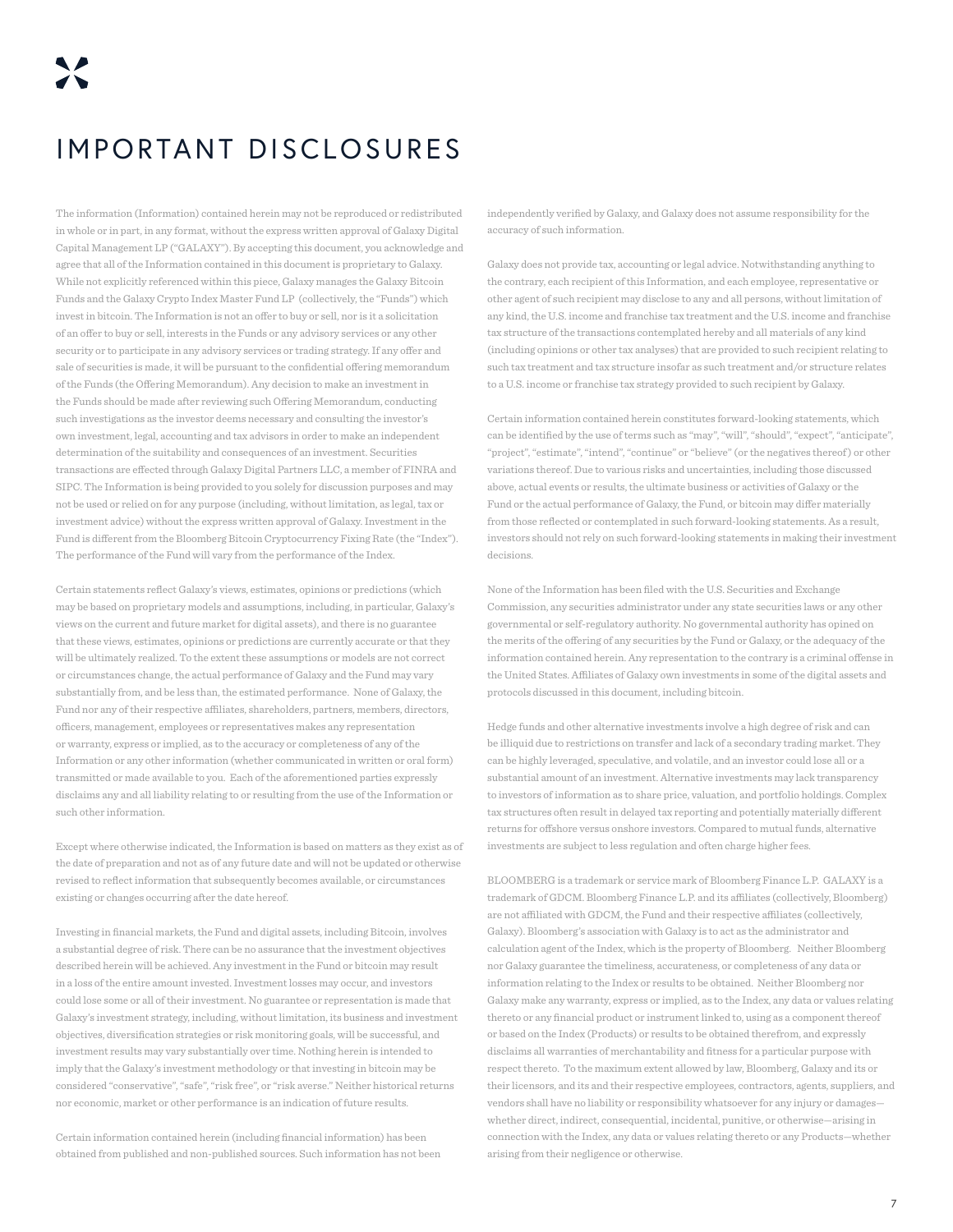# IMPORTANT DISCLOSURES

The information (Information) contained herein may not be reproduced or redistributed in whole or in part, in any format, without the express written approval of Galaxy Digital Capital Management LP ("GALAXY"). By accepting this document, you acknowledge and agree that all of the Information contained in this document is proprietary to Galaxy. While not explicitly referenced within this piece, Galaxy manages the Galaxy Bitcoin Funds and the Galaxy Crypto Index Master Fund LP (collectively, the "Funds") which invest in bitcoin. The Information is not an offer to buy or sell, nor is it a solicitation of an offer to buy or sell, interests in the Funds or any advisory services or any other security or to participate in any advisory services or trading strategy. If any offer and sale of securities is made, it will be pursuant to the confidential offering memorandum of the Funds (the Offering Memorandum). Any decision to make an investment in the Funds should be made after reviewing such Offering Memorandum, conducting such investigations as the investor deems necessary and consulting the investor's own investment, legal, accounting and tax advisors in order to make an independent determination of the suitability and consequences of an investment. Securities transactions are effected through Galaxy Digital Partners LLC, a member of FINRA and SIPC. The Information is being provided to you solely for discussion purposes and may not be used or relied on for any purpose (including, without limitation, as legal, tax or investment advice) without the express written approval of Galaxy. Investment in the Fund is different from the Bloomberg Bitcoin Cryptocurrency Fixing Rate (the "Index"). The performance of the Fund will vary from the performance of the Index.

Certain statements reflect Galaxy's views, estimates, opinions or predictions (which may be based on proprietary models and assumptions, including, in particular, Galaxy's views on the current and future market for digital assets), and there is no guarantee that these views, estimates, opinions or predictions are currently accurate or that they will be ultimately realized. To the extent these assumptions or models are not correct or circumstances change, the actual performance of Galaxy and the Fund may vary substantially from, and be less than, the estimated performance. None of Galaxy, the Fund nor any of their respective affiliates, shareholders, partners, members, directors, officers, management, employees or representatives makes any representation or warranty, express or implied, as to the accuracy or completeness of any of the Information or any other information (whether communicated in written or oral form) transmitted or made available to you. Each of the aforementioned parties expressly disclaims any and all liability relating to or resulting from the use of the Information or such other information.

Except where otherwise indicated, the Information is based on matters as they exist as of the date of preparation and not as of any future date and will not be updated or otherwise revised to reflect information that subsequently becomes available, or circumstances existing or changes occurring after the date hereof.

Investing in financial markets, the Fund and digital assets, including Bitcoin, involves a substantial degree of risk. There can be no assurance that the investment objectives described herein will be achieved. Any investment in the Fund or bitcoin may result in a loss of the entire amount invested. Investment losses may occur, and investors could lose some or all of their investment. No guarantee or representation is made that Galaxy's investment strategy, including, without limitation, its business and investment objectives, diversification strategies or risk monitoring goals, will be successful, and investment results may vary substantially over time. Nothing herein is intended to imply that the Galaxy's investment methodology or that investing in bitcoin may be considered "conservative", "safe", "risk free", or "risk averse." Neither historical returns nor economic, market or other performance is an indication of future results.

Certain information contained herein (including financial information) has been obtained from published and non-published sources. Such information has not been independently verified by Galaxy, and Galaxy does not assume responsibility for the accuracy of such information.

Galaxy does not provide tax, accounting or legal advice. Notwithstanding anything to the contrary, each recipient of this Information, and each employee, representative or other agent of such recipient may disclose to any and all persons, without limitation of any kind, the U.S. income and franchise tax treatment and the U.S. income and franchise tax structure of the transactions contemplated hereby and all materials of any kind (including opinions or other tax analyses) that are provided to such recipient relating to such tax treatment and tax structure insofar as such treatment and/or structure relates to a U.S. income or franchise tax strategy provided to such recipient by Galaxy.

Certain information contained herein constitutes forward-looking statements, which can be identified by the use of terms such as "may", "will", "should", "expect", "anticipate", "project", "estimate", "intend", "continue" or "believe" (or the negatives thereof) or other variations thereof. Due to various risks and uncertainties, including those discussed above, actual events or results, the ultimate business or activities of Galaxy or the Fund or the actual performance of Galaxy, the Fund, or bitcoin may differ materially from those reflected or contemplated in such forward-looking statements. As a result, investors should not rely on such forward-looking statements in making their investment decisions.

None of the Information has been filed with the U.S. Securities and Exchange Commission, any securities administrator under any state securities laws or any other governmental or self-regulatory authority. No governmental authority has opined on the merits of the offering of any securities by the Fund or Galaxy, or the adequacy of the information contained herein. Any representation to the contrary is a criminal offense in the United States. Affiliates of Galaxy own investments in some of the digital assets and protocols discussed in this document, including bitcoin.

Hedge funds and other alternative investments involve a high degree of risk and can be illiquid due to restrictions on transfer and lack of a secondary trading market. They can be highly leveraged, speculative, and volatile, and an investor could lose all or a substantial amount of an investment. Alternative investments may lack transparency to investors of information as to share price, valuation, and portfolio holdings. Complex tax structures often result in delayed tax reporting and potentially materially different returns for offshore versus onshore investors. Compared to mutual funds, alternative investments are subject to less regulation and often charge higher fees.

BLOOMBERG is a trademark or service mark of Bloomberg Finance L.P. GALAXY is a trademark of GDCM. Bloomberg Finance L.P. and its affiliates (collectively, Bloomberg) are not affiliated with GDCM, the Fund and their respective affiliates (collectively, Galaxy). Bloomberg's association with Galaxy is to act as the administrator and calculation agent of the Index, which is the property of Bloomberg. Neither Bloomberg nor Galaxy guarantee the timeliness, accurateness, or completeness of any data or information relating to the Index or results to be obtained. Neither Bloomberg nor Galaxy make any warranty, express or implied, as to the Index, any data or values relating thereto or any financial product or instrument linked to, using as a component thereof or based on the Index (Products) or results to be obtained therefrom, and expressly disclaims all warranties of merchantability and fitness for a particular purpose with respect thereto. To the maximum extent allowed by law, Bloomberg, Galaxy and its or their licensors, and its and their respective employees, contractors, agents, suppliers, and vendors shall have no liability or responsibility whatsoever for any injury or damages—whether direct, indirect, consequential, incidental, punitive, or otherwise—arising in connection with the Index, any data or values relating thereto or any Products—whether arising from their negligence or otherwise.